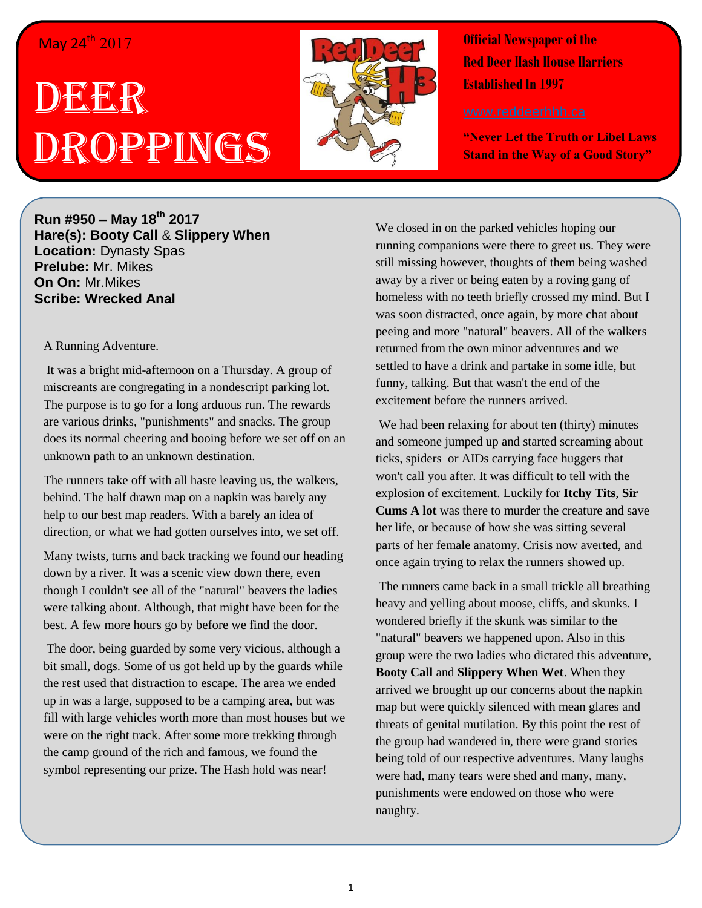May 24th 2017

# DEER DROPPINGS

**Official Newspaper of the Red Deer Hash House Harriers**
**Established In 1997**

www.reddeerhhh.ca

**"Never Let the Truth or Libel Laws Stand in the Way of a Good Story"**

**Run #950 – May 18th 2017**
**Hare(s): Booty Call** & **Slippery When**
**Location:** Dynasty Spas
**Prelube:** Mr. Mikes
**On On:** Mr.Mikes
**Scribe: Wrecked Anal**

A Running Adventure.

It was a bright mid-afternoon on a Thursday. A group of miscreants are congregating in a nondescript parking lot. The purpose is to go for a long arduous run. The rewards are various drinks, "punishments" and snacks. The group does its normal cheering and booing before we set off on an unknown path to an unknown destination.

The runners take off with all haste leaving us, the walkers, behind. The half drawn map on a napkin was barely any help to our best map readers. With a barely an idea of direction, or what we had gotten ourselves into, we set off.

Many twists, turns and back tracking we found our heading down by a river. It was a scenic view down there, even though I couldn't see all of the "natural" beavers the ladies were talking about. Although, that might have been for the best. A few more hours go by before we find the door.

The door, being guarded by some very vicious, although a bit small, dogs. Some of us got held up by the guards while the rest used that distraction to escape. The area we ended up in was a large, supposed to be a camping area, but was fill with large vehicles worth more than most houses but we were on the right track. After some more trekking through the camp ground of the rich and famous, we found the symbol representing our prize. The Hash hold was near!

We closed in on the parked vehicles hoping our running companions were there to greet us. They were still missing however, thoughts of them being washed away by a river or being eaten by a roving gang of homeless with no teeth briefly crossed my mind. But I was soon distracted, once again, by more chat about peeing and more "natural" beavers. All of the walkers returned from the own minor adventures and we settled to have a drink and partake in some idle, but funny, talking. But that wasn't the end of the excitement before the runners arrived.

We had been relaxing for about ten (thirty) minutes and someone jumped up and started screaming about ticks, spiders or AIDs carrying face huggers that won't call you after. It was difficult to tell with the explosion of excitement. Luckily for **Itchy Tits**, **Sir Cums A lot** was there to murder the creature and save her life, or because of how she was sitting several parts of her female anatomy. Crisis now averted, and once again trying to relax the runners showed up.

The runners came back in a small trickle all breathing heavy and yelling about moose, cliffs, and skunks. I wondered briefly if the skunk was similar to the "natural" beavers we happened upon. Also in this group were the two ladies who dictated this adventure, **Booty Call** and **Slippery When Wet**. When they arrived we brought up our concerns about the napkin map but were quickly silenced with mean glares and threats of genital mutilation. By this point the rest of the group had wandered in, there were grand stories being told of our respective adventures. Many laughs were had, many tears were shed and many, many, punishments were endowed on those who were naughty.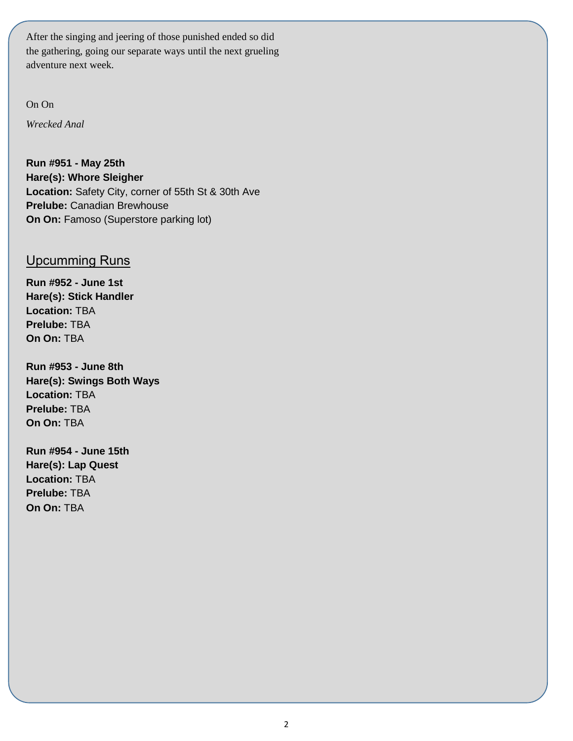After the singing and jeering of those punished ended so did the gathering, going our separate ways until the next grueling adventure next week.

On On

*Wrecked Anal*

**Run #951 - May 25th**
**Hare(s): Whore Sleigher**
**Location:** Safety City, corner of 55th St & 30th Ave
**Prelube:** Canadian Brewhouse
**On On:** Famoso (Superstore parking lot)

## Upcumming Runs

**Run #952 - June 1st**
**Hare(s): Stick Handler**
**Location:** TBA
**Prelube:** TBA
**On On:** TBA

**Run #953 - June 8th**
**Hare(s): Swings Both Ways**
**Location:** TBA
**Prelube:** TBA
**On On:** TBA

**Run #954 - June 15th**
**Hare(s): Lap Quest**
**Location:** TBA
**Prelube:** TBA
**On On:** TBA